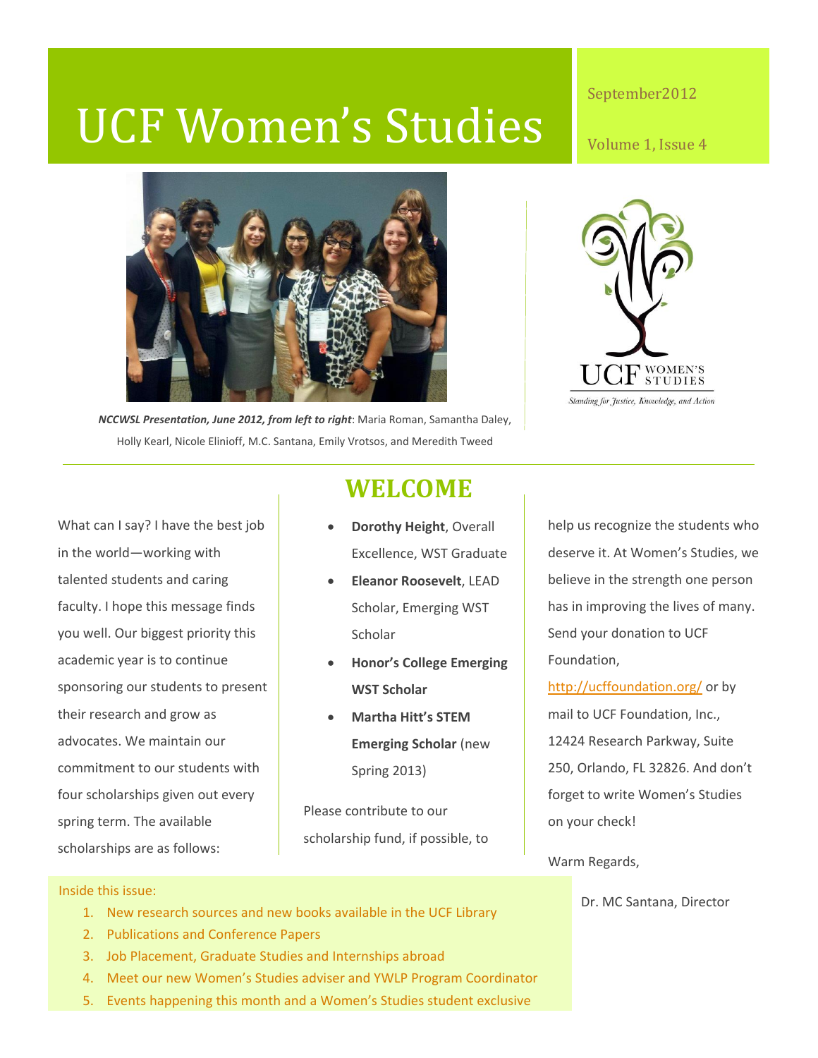# UCF Women's Studies

September2012

Volume 1, Issue 4

*NCCWSL Presentation, June 2012, from left to right*: Maria Roman, Samantha Daley, Holly Kearl, Nicole Elinioff, M.C. Santana, Emily Vrotsos, and Meredith Tweed

UCF Women's Studies

*Standing for Justice, Knowledge, and Action*

## WELCOME

What can I say? I have the best job in the world—working with talented students and caring faculty. I hope this message finds you well. Our biggest priority this academic year is to continue sponsoring our students to present their research and grow as advocates. We maintain our commitment to our students with four scholarships given out every spring term. The available scholarships are as follows:

- **Dorothy Height**, Overall Excellence, WST Graduate
- **Eleanor Roosevelt**, LEAD Scholar, Emerging WST Scholar
- **Honor's College Emerging WST Scholar**
- **Martha Hitt's STEM Emerging Scholar** (new Spring 2013)

Please contribute to our scholarship fund, if possible, to help us recognize the students who deserve it. At Women's Studies, we believe in the strength one person has in improving the lives of many. Send your donation to UCF Foundation, http://ucffoundation.org/ or by mail to UCF Foundation, Inc., 12424 Research Parkway, Suite 250, Orlando, FL 32826. And don't forget to write Women's Studies on your check!

Warm Regards,

Dr. MC Santana, Director

Inside this issue:

1. New research sources and new books available in the UCF Library
2. Publications and Conference Papers
3. Job Placement, Graduate Studies and Internships abroad
4. Meet our new Women's Studies adviser and YWLP Program Coordinator
5. Events happening this month and a Women's Studies student exclusive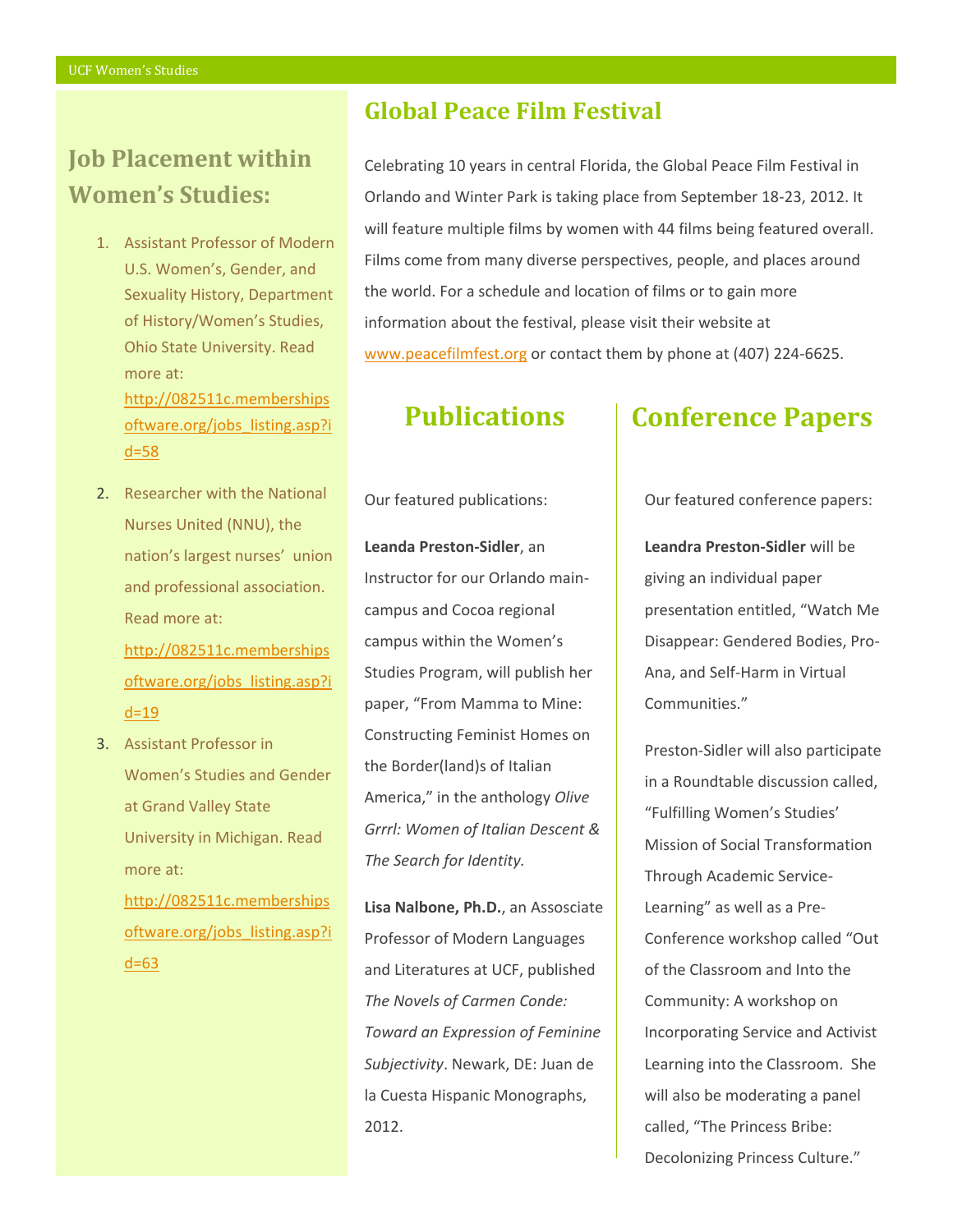## Job Placement within Women's Studies:

1. Assistant Professor of Modern U.S. Women's, Gender, and Sexuality History, Department of History/Women's Studies, Ohio State University. Read more at: http://082511c.membershipsoftware.org/jobs_listing.asp?id=58
2. Researcher with the National Nurses United (NNU), the nation's largest nurses' union and professional association. Read more at: http://082511c.membershipsoftware.org/jobs_listing.asp?id=19
3. Assistant Professor in Women's Studies and Gender at Grand Valley State University in Michigan. Read more at: http://082511c.membershipsoftware.org/jobs_listing.asp?id=63

## Global Peace Film Festival

Celebrating 10 years in central Florida, the Global Peace Film Festival in Orlando and Winter Park is taking place from September 18-23, 2012. It will feature multiple films by women with 44 films being featured overall. Films come from many diverse perspectives, people, and places around the world. For a schedule and location of films or to gain more information about the festival, please visit their website at www.peacefilmfest.org or contact them by phone at (407) 224-6625.

## Publications

Our featured publications:

**Leanda Preston-Sidler**, an Instructor for our Orlando main-campus and Cocoa regional campus within the Women's Studies Program, will publish her paper, "From Mamma to Mine: Constructing Feminist Homes on the Border(land)s of Italian America," in the anthology *Olive Grrrl: Women of Italian Descent & The Search for Identity.*

**Lisa Nalbone, Ph.D.**, an Assosciate Professor of Modern Languages and Literatures at UCF, published *The Novels of Carmen Conde: Toward an Expression of Feminine Subjectivity*. Newark, DE: Juan de la Cuesta Hispanic Monographs, 2012.

## Conference Papers

Our featured conference papers:

**Leandra Preston-Sidler** will be giving an individual paper presentation entitled, "Watch Me Disappear: Gendered Bodies, Pro-Ana, and Self-Harm in Virtual Communities."

Preston-Sidler will also participate in a Roundtable discussion called, "Fulfilling Women's Studies' Mission of Social Transformation Through Academic Service-Learning" as well as a Pre-Conference workshop called "Out of the Classroom and Into the Community: A workshop on Incorporating Service and Activist Learning into the Classroom. She will also be moderating a panel called, "The Princess Bribe: Decolonizing Princess Culture."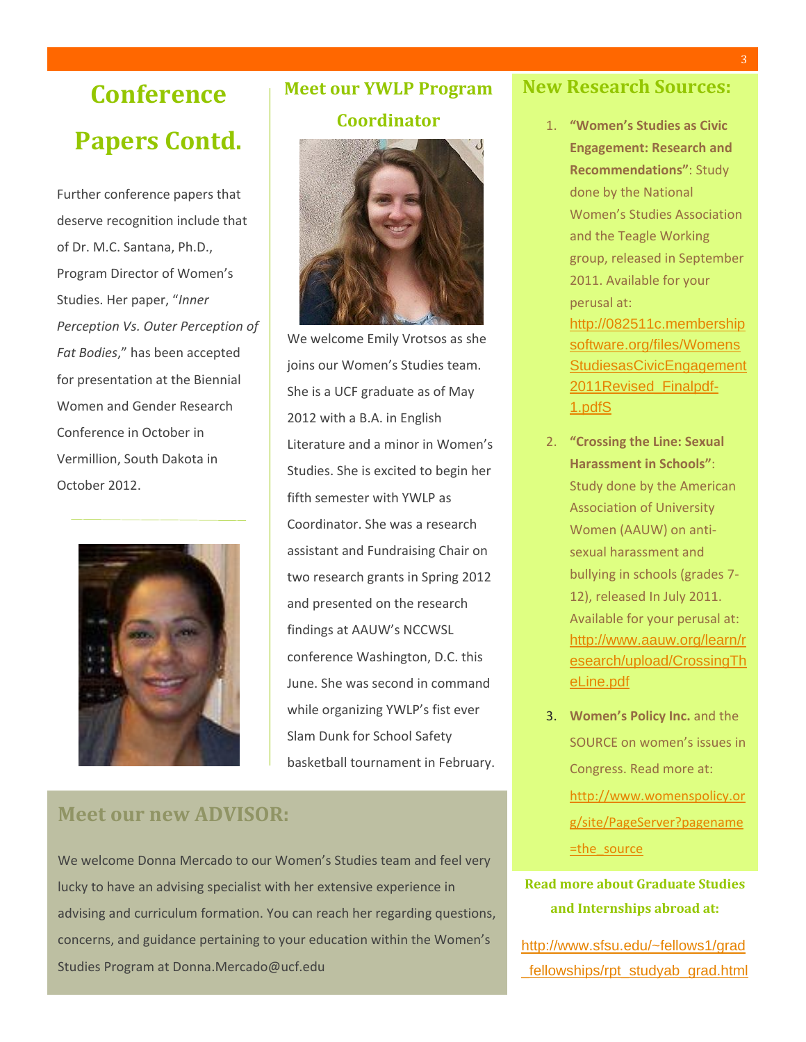# Conference Papers Contd.

Further conference papers that deserve recognition include that of Dr. M.C. Santana, Ph.D., Program Director of Women's Studies. Her paper, "*Inner Perception Vs. Outer Perception of Fat Bodies*," has been accepted for presentation at the Biennial Women and Gender Research Conference in October in Vermillion, South Dakota in October 2012.

## Meet our YWLP Program Coordinator

We welcome Emily Vrotsos as she joins our Women's Studies team. She is a UCF graduate as of May 2012 with a B.A. in English Literature and a minor in Women's Studies. She is excited to begin her fifth semester with YWLP as Coordinator. She was a research assistant and Fundraising Chair on two research grants in Spring 2012 and presented on the research findings at AAUW's NCCWSL conference Washington, D.C. this June. She was second in command while organizing YWLP's fist ever Slam Dunk for School Safety basketball tournament in February.

## Meet our new ADVISOR:

We welcome Donna Mercado to our Women's Studies team and feel very lucky to have an advising specialist with her extensive experience in advising and curriculum formation. You can reach her regarding questions, concerns, and guidance pertaining to your education within the Women's Studies Program at Donna.Mercado@ucf.edu

## New Research Sources:

1. **"Women's Studies as Civic Engagement: Research and Recommendations"**: Study done by the National Women's Studies Association and the Teagle Working group, released in September 2011. Available for your perusal at: http://082511c.membershipsoftware.org/files/WomensStudiesasCivicEngagement2011Revised_Finalpdf-1.pdfS
2. **"Crossing the Line: Sexual Harassment in Schools"**: Study done by the American Association of University Women (AAUW) on anti-sexual harassment and bullying in schools (grades 7-12), released In July 2011. Available for your perusal at: http://www.aauw.org/learn/research/upload/CrossingTheLine.pdf
3. **Women's Policy Inc.** and the SOURCE on women's issues in Congress. Read more at: http://www.womenspolicy.org/site/PageServer?pagename=the_source

**Read more about Graduate Studies and Internships abroad at:**

http://www.sfsu.edu/~fellows1/grad_fellowships/rpt_studyab_grad.html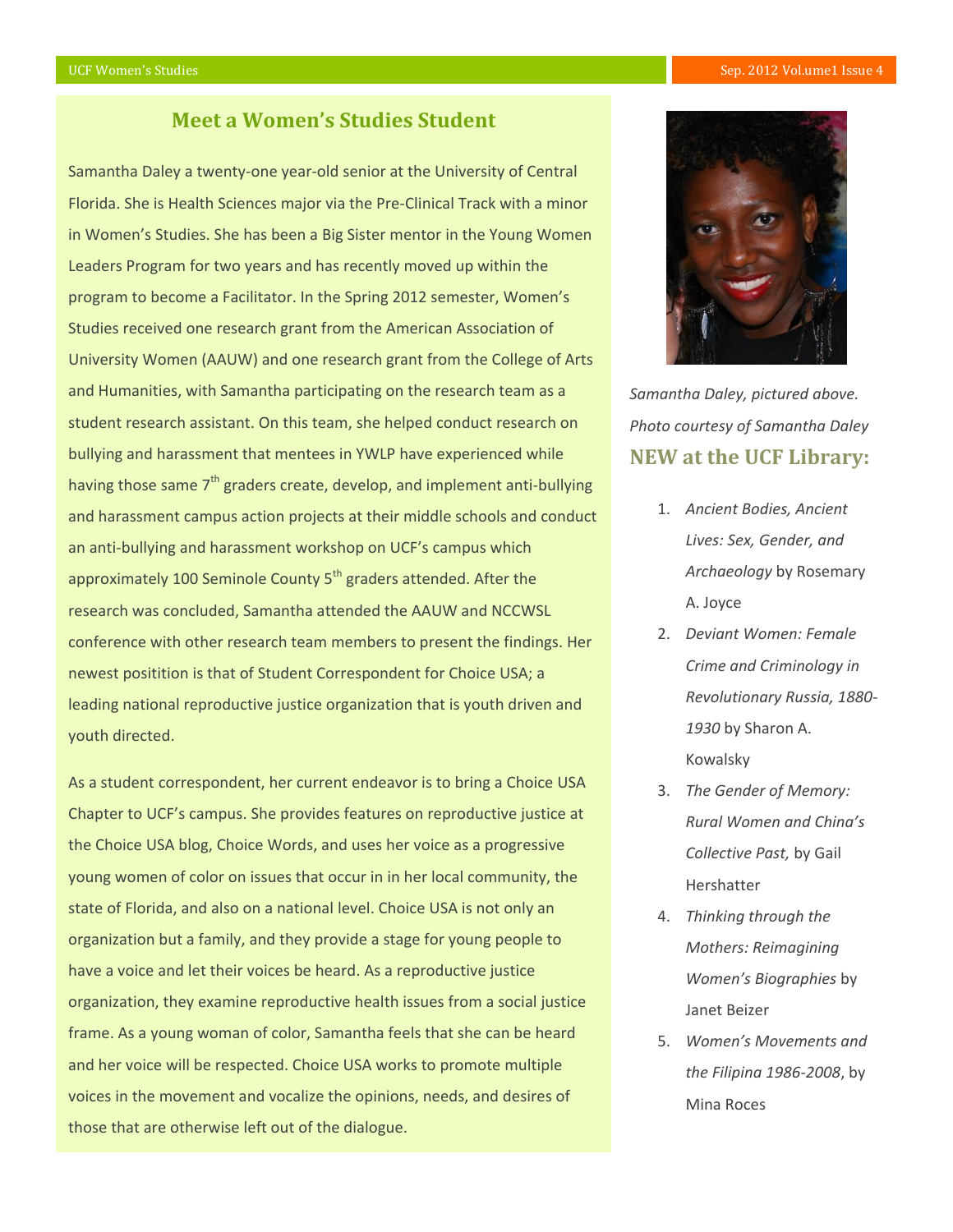## Meet a Women's Studies Student

Samantha Daley a twenty-one year-old senior at the University of Central Florida. She is Health Sciences major via the Pre-Clinical Track with a minor in Women's Studies. She has been a Big Sister mentor in the Young Women Leaders Program for two years and has recently moved up within the program to become a Facilitator. In the Spring 2012 semester, Women's Studies received one research grant from the American Association of University Women (AAUW) and one research grant from the College of Arts and Humanities, with Samantha participating on the research team as a student research assistant. On this team, she helped conduct research on bullying and harassment that mentees in YWLP have experienced while having those same 7th graders create, develop, and implement anti-bullying and harassment campus action projects at their middle schools and conduct an anti-bullying and harassment workshop on UCF's campus which approximately 100 Seminole County 5th graders attended. After the research was concluded, Samantha attended the AAUW and NCCWSL conference with other research team members to present the findings. Her newest positition is that of Student Correspondent for Choice USA; a leading national reproductive justice organization that is youth driven and youth directed.

As a student correspondent, her current endeavor is to bring a Choice USA Chapter to UCF's campus. She provides features on reproductive justice at the Choice USA blog, Choice Words, and uses her voice as a progressive young women of color on issues that occur in in her local community, the state of Florida, and also on a national level. Choice USA is not only an organization but a family, and they provide a stage for young people to have a voice and let their voices be heard. As a reproductive justice organization, they examine reproductive health issues from a social justice frame. As a young woman of color, Samantha feels that she can be heard and her voice will be respected. Choice USA works to promote multiple voices in the movement and vocalize the opinions, needs, and desires of those that are otherwise left out of the dialogue.

*Samantha Daley, pictured above. Photo courtesy of Samantha Daley*

## NEW at the UCF Library:

1. *Ancient Bodies, Ancient Lives: Sex, Gender, and Archaeology* by Rosemary A. Joyce
2. *Deviant Women: Female Crime and Criminology in Revolutionary Russia, 1880-1930* by Sharon A. Kowalsky
3. *The Gender of Memory: Rural Women and China's Collective Past,* by Gail Hershatter
4. *Thinking through the Mothers: Reimagining Women's Biographies* by Janet Beizer
5. *Women's Movements and the Filipina 1986-2008*, by Mina Roces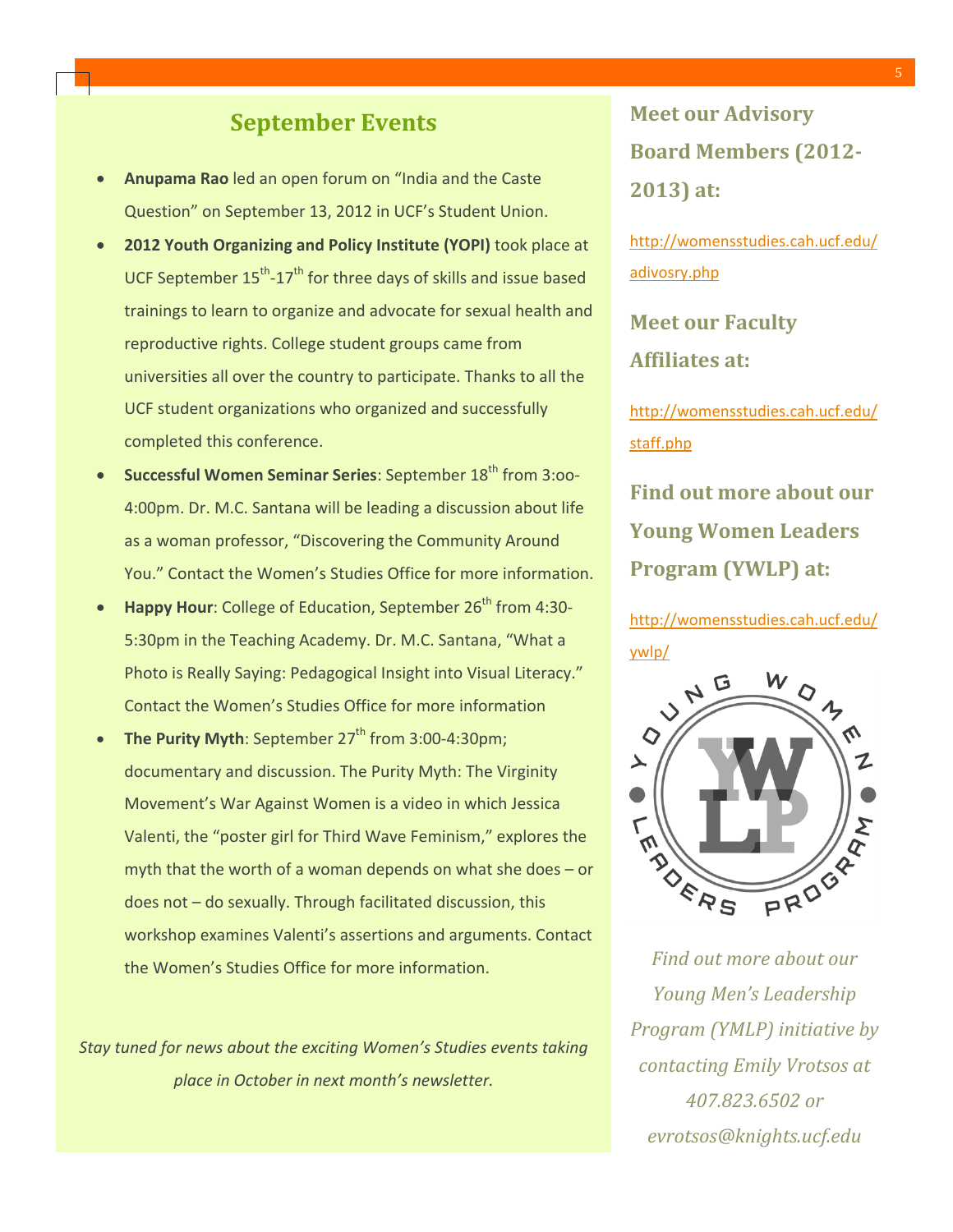## September Events

- **Anupama Rao** led an open forum on “India and the Caste Question” on September 13, 2012 in UCF’s Student Union.
- **2012 Youth Organizing and Policy Institute (YOPI)** took place at UCF September 15th-17th for three days of skills and issue based trainings to learn to organize and advocate for sexual health and reproductive rights. College student groups came from universities all over the country to participate. Thanks to all the UCF student organizations who organized and successfully completed this conference.
- **Successful Women Seminar Series**: September 18th from 3:oo-4:00pm. Dr. M.C. Santana will be leading a discussion about life as a woman professor, “Discovering the Community Around You.” Contact the Women’s Studies Office for more information.
- **Happy Hour**: College of Education, September 26th from 4:30-5:30pm in the Teaching Academy. Dr. M.C. Santana, “What a Photo is Really Saying: Pedagogical Insight into Visual Literacy.” Contact the Women’s Studies Office for more information
- **The Purity Myth**: September 27th from 3:00-4:30pm; documentary and discussion. The Purity Myth: The Virginity Movement’s War Against Women is a video in which Jessica Valenti, the “poster girl for Third Wave Feminism,” explores the myth that the worth of a woman depends on what she does – or does not – do sexually. Through facilitated discussion, this workshop examines Valenti’s assertions and arguments. Contact the Women’s Studies Office for more information.

*Stay tuned for news about the exciting Women’s Studies events taking place in October in next month’s newsletter.*

### Meet our Advisory Board Members (2012-2013) at:

http://womensstudies.cah.ucf.edu/adivosry.php

### Meet our Faculty Affiliates at:

http://womensstudies.cah.ucf.edu/staff.php

### Find out more about our Young Women Leaders Program (YWLP) at:

http://womensstudies.cah.ucf.edu/ywlp/

YOUNG WOMEN LEADERS PROGRAM
YWLP

*Find out more about our Young Men’s Leadership Program (YMLP) initiative by contacting Emily Vrotsos at 407.823.6502 or evrotsos@knights.ucf.edu*